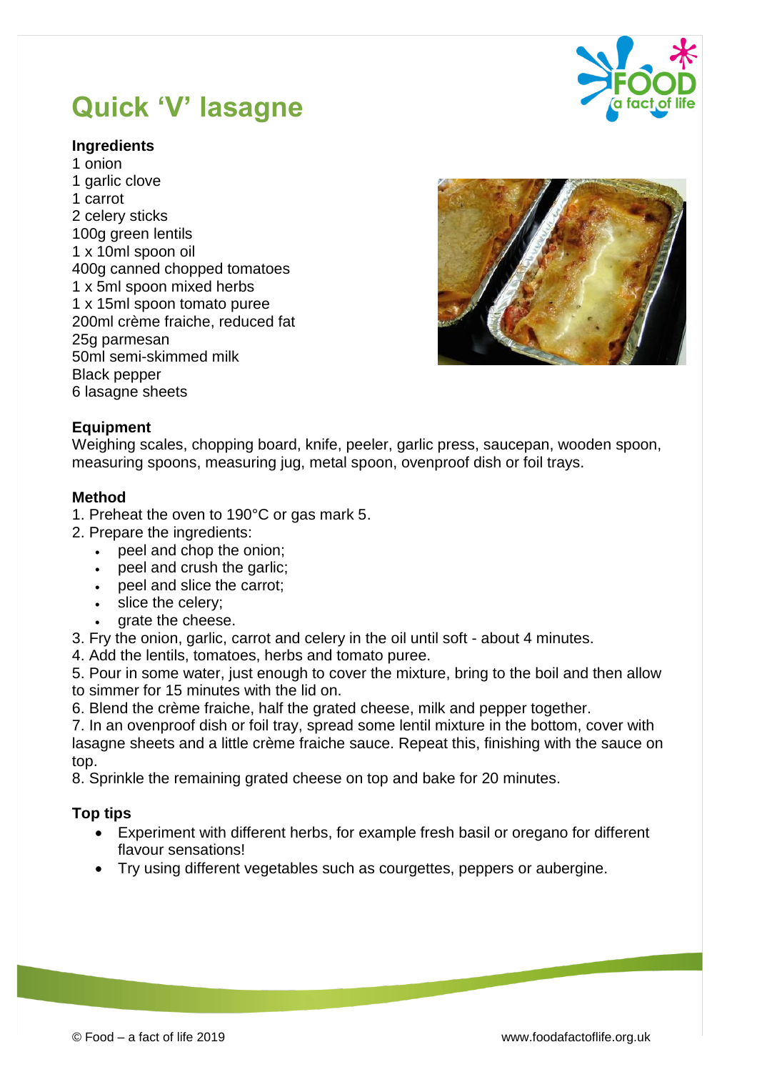# Quick 'V' lasagne

**Ingredients**

1 onion
1 garlic clove
1 carrot
2 celery sticks
100g green lentils
1 x 10ml spoon oil
400g canned chopped tomatoes
1 x 5ml spoon mixed herbs
1 x 15ml spoon tomato puree
200ml crème fraiche, reduced fat
25g parmesan
50ml semi-skimmed milk
Black pepper
6 lasagne sheets

**Equipment**

Weighing scales, chopping board, knife, peeler, garlic press, saucepan, wooden spoon, measuring spoons, measuring jug, metal spoon, ovenproof dish or foil trays.

**Method**

1. Preheat the oven to 190°C or gas mark 5.
2. Prepare the ingredients:
   - peel and chop the onion;
   - peel and crush the garlic;
   - peel and slice the carrot;
   - slice the celery;
   - grate the cheese.
3. Fry the onion, garlic, carrot and celery in the oil until soft - about 4 minutes.
4. Add the lentils, tomatoes, herbs and tomato puree.
5. Pour in some water, just enough to cover the mixture, bring to the boil and then allow to simmer for 15 minutes with the lid on.
6. Blend the crème fraiche, half the grated cheese, milk and pepper together.
7. In an ovenproof dish or foil tray, spread some lentil mixture in the bottom, cover with lasagne sheets and a little crème fraiche sauce. Repeat this, finishing with the sauce on top.
8. Sprinkle the remaining grated cheese on top and bake for 20 minutes.

**Top tips**

- Experiment with different herbs, for example fresh basil or oregano for different flavour sensations!
- Try using different vegetables such as courgettes, peppers or aubergine.

© Food – a fact of life 2019 www.foodafactoflife.org.uk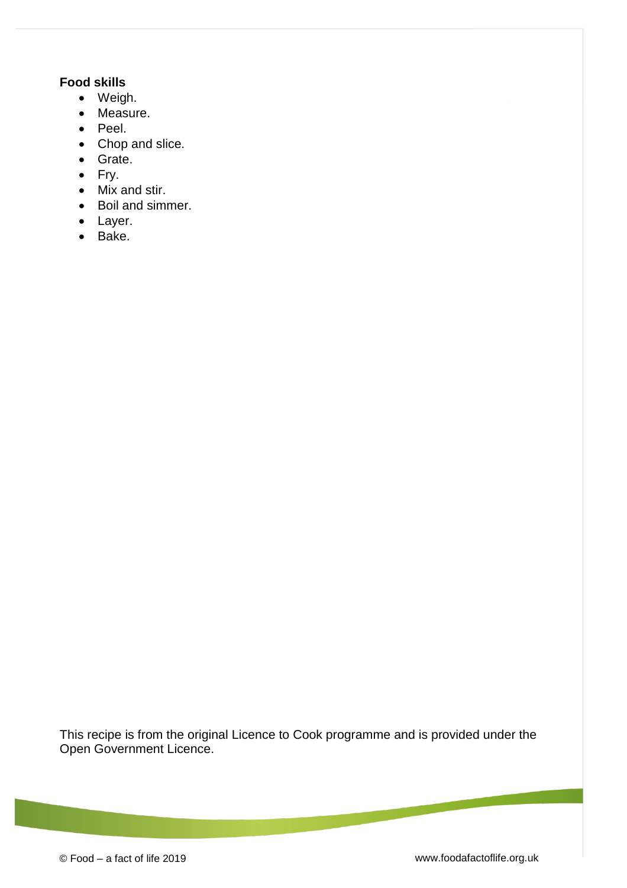**Food skills**

- Weigh.
- Measure.
- Peel.
- Chop and slice.
- Grate.
- Fry.
- Mix and stir.
- Boil and simmer.
- Layer.
- Bake.

This recipe is from the original Licence to Cook programme and is provided under the Open Government Licence.